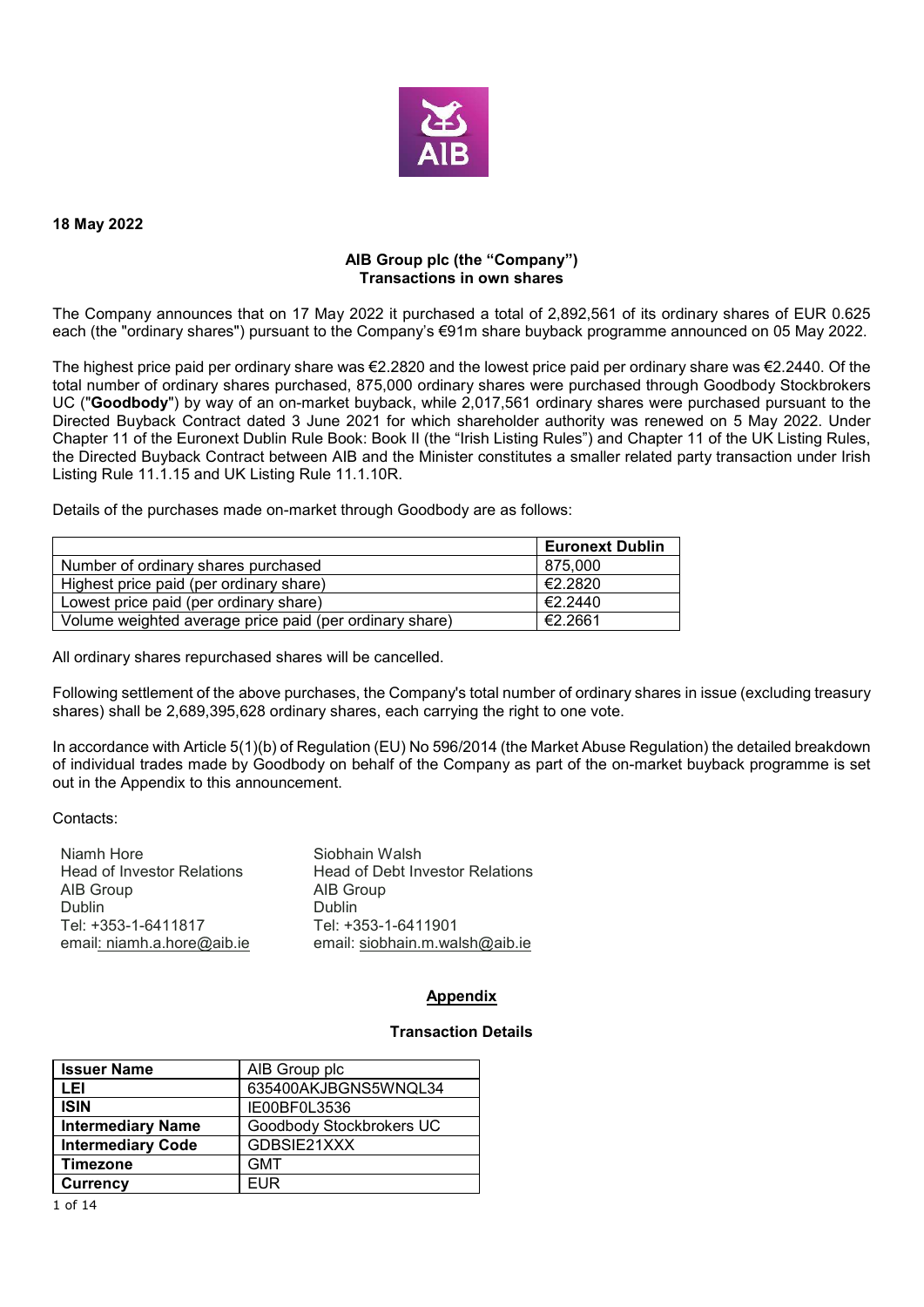**18 May 2022**

**AIB Group plc (the "Company")**
**Transactions in own shares**

The Company announces that on 17 May 2022 it purchased a total of 2,892,561 of its ordinary shares of EUR 0.625 each (the "ordinary shares") pursuant to the Company's €91m share buyback programme announced on 05 May 2022.

The highest price paid per ordinary share was €2.2820 and the lowest price paid per ordinary share was €2.2440. Of the total number of ordinary shares purchased, 875,000 ordinary shares were purchased through Goodbody Stockbrokers UC ("**Goodbody**") by way of an on-market buyback, while 2,017,561 ordinary shares were purchased pursuant to the Directed Buyback Contract dated 3 June 2021 for which shareholder authority was renewed on 5 May 2022. Under Chapter 11 of the Euronext Dublin Rule Book: Book II (the "Irish Listing Rules") and Chapter 11 of the UK Listing Rules, the Directed Buyback Contract between AIB and the Minister constitutes a smaller related party transaction under Irish Listing Rule 11.1.15 and UK Listing Rule 11.1.10R.

Details of the purchases made on-market through Goodbody are as follows:

| | **Euronext Dublin** |
|---|---|
| Number of ordinary shares purchased | 875,000 |
| Highest price paid (per ordinary share) | €2.2820 |
| Lowest price paid (per ordinary share) | €2.2440 |
| Volume weighted average price paid (per ordinary share) | €2.2661 |

All ordinary shares repurchased shares will be cancelled.

Following settlement of the above purchases, the Company's total number of ordinary shares in issue (excluding treasury shares) shall be 2,689,395,628 ordinary shares, each carrying the right to one vote.

In accordance with Article 5(1)(b) of Regulation (EU) No 596/2014 (the Market Abuse Regulation) the detailed breakdown of individual trades made by Goodbody on behalf of the Company as part of the on-market buyback programme is set out in the Appendix to this announcement.

Contacts:

Niamh Hore
Head of Investor Relations
AIB Group
Dublin
Tel: +353-1-6411817
email: niamh.a.hore@aib.ie

Siobhain Walsh
Head of Debt Investor Relations
AIB Group
Dublin
Tel: +353-1-6411901
email: siobhain.m.walsh@aib.ie

## Appendix

### Transaction Details

| **Issuer Name** | AIB Group plc |
|---|---|
| **LEI** | 635400AKJBGNS5WNQL34 |
| **ISIN** | IE00BF0L3536 |
| **Intermediary Name** | Goodbody Stockbrokers UC |
| **Intermediary Code** | GDBSIE21XXX |
| **Timezone** | GMT |
| **Currency** | EUR |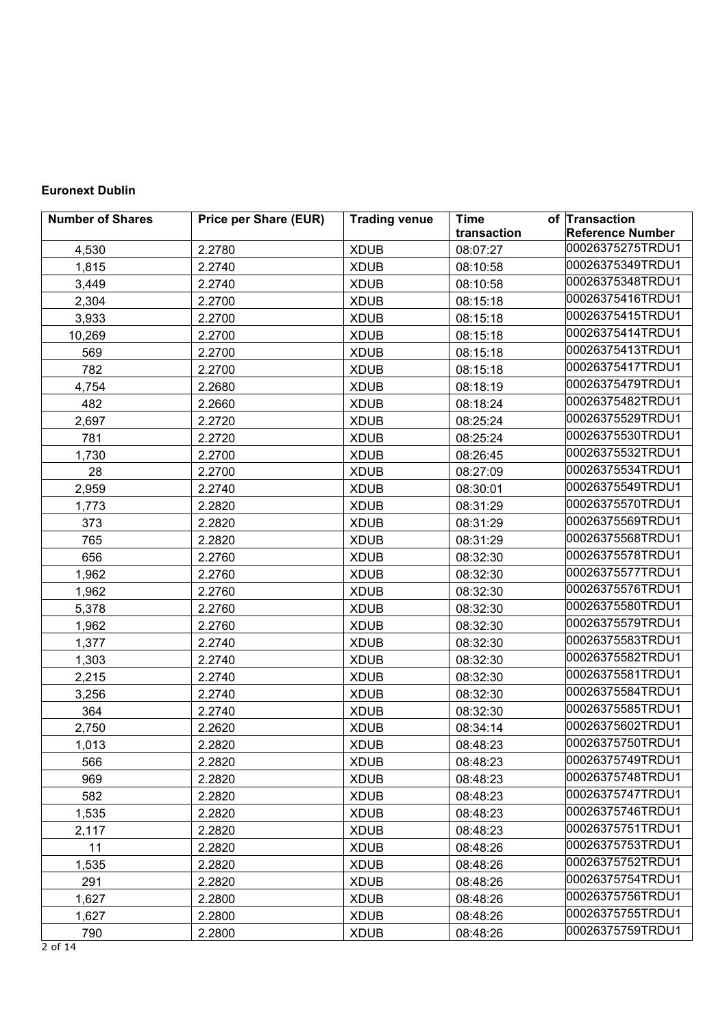**Euronext Dublin**

| Number of Shares | Price per Share (EUR) | Trading venue | Time of transaction | Transaction Reference Number |
|---|---|---|---|---|
| 4,530 | 2.2780 | XDUB | 08:07:27 | 00026375275TRDU1 |
| 1,815 | 2.2740 | XDUB | 08:10:58 | 00026375349TRDU1 |
| 3,449 | 2.2740 | XDUB | 08:10:58 | 00026375348TRDU1 |
| 2,304 | 2.2700 | XDUB | 08:15:18 | 00026375416TRDU1 |
| 3,933 | 2.2700 | XDUB | 08:15:18 | 00026375415TRDU1 |
| 10,269 | 2.2700 | XDUB | 08:15:18 | 00026375414TRDU1 |
| 569 | 2.2700 | XDUB | 08:15:18 | 00026375413TRDU1 |
| 782 | 2.2700 | XDUB | 08:15:18 | 00026375417TRDU1 |
| 4,754 | 2.2680 | XDUB | 08:18:19 | 00026375479TRDU1 |
| 482 | 2.2660 | XDUB | 08:18:24 | 00026375482TRDU1 |
| 2,697 | 2.2720 | XDUB | 08:25:24 | 00026375529TRDU1 |
| 781 | 2.2720 | XDUB | 08:25:24 | 00026375530TRDU1 |
| 1,730 | 2.2700 | XDUB | 08:26:45 | 00026375532TRDU1 |
| 28 | 2.2700 | XDUB | 08:27:09 | 00026375534TRDU1 |
| 2,959 | 2.2740 | XDUB | 08:30:01 | 00026375549TRDU1 |
| 1,773 | 2.2820 | XDUB | 08:31:29 | 00026375570TRDU1 |
| 373 | 2.2820 | XDUB | 08:31:29 | 00026375569TRDU1 |
| 765 | 2.2820 | XDUB | 08:31:29 | 00026375568TRDU1 |
| 656 | 2.2760 | XDUB | 08:32:30 | 00026375578TRDU1 |
| 1,962 | 2.2760 | XDUB | 08:32:30 | 00026375577TRDU1 |
| 1,962 | 2.2760 | XDUB | 08:32:30 | 00026375576TRDU1 |
| 5,378 | 2.2760 | XDUB | 08:32:30 | 00026375580TRDU1 |
| 1,962 | 2.2760 | XDUB | 08:32:30 | 00026375579TRDU1 |
| 1,377 | 2.2740 | XDUB | 08:32:30 | 00026375583TRDU1 |
| 1,303 | 2.2740 | XDUB | 08:32:30 | 00026375582TRDU1 |
| 2,215 | 2.2740 | XDUB | 08:32:30 | 00026375581TRDU1 |
| 3,256 | 2.2740 | XDUB | 08:32:30 | 00026375584TRDU1 |
| 364 | 2.2740 | XDUB | 08:32:30 | 00026375585TRDU1 |
| 2,750 | 2.2620 | XDUB | 08:34:14 | 00026375602TRDU1 |
| 1,013 | 2.2820 | XDUB | 08:48:23 | 00026375750TRDU1 |
| 566 | 2.2820 | XDUB | 08:48:23 | 00026375749TRDU1 |
| 969 | 2.2820 | XDUB | 08:48:23 | 00026375748TRDU1 |
| 582 | 2.2820 | XDUB | 08:48:23 | 00026375747TRDU1 |
| 1,535 | 2.2820 | XDUB | 08:48:23 | 00026375746TRDU1 |
| 2,117 | 2.2820 | XDUB | 08:48:23 | 00026375751TRDU1 |
| 11 | 2.2820 | XDUB | 08:48:26 | 00026375753TRDU1 |
| 1,535 | 2.2820 | XDUB | 08:48:26 | 00026375752TRDU1 |
| 291 | 2.2820 | XDUB | 08:48:26 | 00026375754TRDU1 |
| 1,627 | 2.2800 | XDUB | 08:48:26 | 00026375756TRDU1 |
| 1,627 | 2.2800 | XDUB | 08:48:26 | 00026375755TRDU1 |
| 790 | 2.2800 | XDUB | 08:48:26 | 00026375759TRDU1 |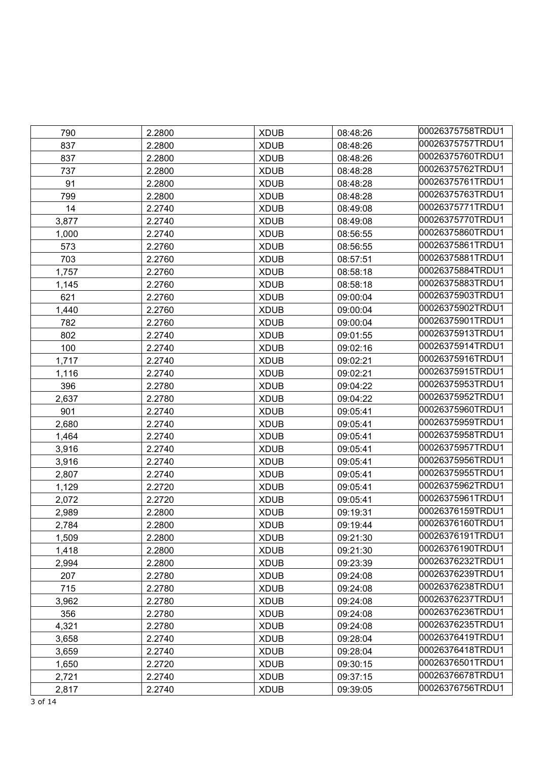| | | | | |
|---|---|---|---|---|
| 790 | 2.2800 | XDUB | 08:48:26 | 00026375758TRDU1 |
| 837 | 2.2800 | XDUB | 08:48:26 | 00026375757TRDU1 |
| 837 | 2.2800 | XDUB | 08:48:26 | 00026375760TRDU1 |
| 737 | 2.2800 | XDUB | 08:48:28 | 00026375762TRDU1 |
| 91 | 2.2800 | XDUB | 08:48:28 | 00026375761TRDU1 |
| 799 | 2.2800 | XDUB | 08:48:28 | 00026375763TRDU1 |
| 14 | 2.2740 | XDUB | 08:49:08 | 00026375771TRDU1 |
| 3,877 | 2.2740 | XDUB | 08:49:08 | 00026375770TRDU1 |
| 1,000 | 2.2740 | XDUB | 08:56:55 | 00026375860TRDU1 |
| 573 | 2.2760 | XDUB | 08:56:55 | 00026375861TRDU1 |
| 703 | 2.2760 | XDUB | 08:57:51 | 00026375881TRDU1 |
| 1,757 | 2.2760 | XDUB | 08:58:18 | 00026375884TRDU1 |
| 1,145 | 2.2760 | XDUB | 08:58:18 | 00026375883TRDU1 |
| 621 | 2.2760 | XDUB | 09:00:04 | 00026375903TRDU1 |
| 1,440 | 2.2760 | XDUB | 09:00:04 | 00026375902TRDU1 |
| 782 | 2.2760 | XDUB | 09:00:04 | 00026375901TRDU1 |
| 802 | 2.2740 | XDUB | 09:01:55 | 00026375913TRDU1 |
| 100 | 2.2740 | XDUB | 09:02:16 | 00026375914TRDU1 |
| 1,717 | 2.2740 | XDUB | 09:02:21 | 00026375916TRDU1 |
| 1,116 | 2.2740 | XDUB | 09:02:21 | 00026375915TRDU1 |
| 396 | 2.2780 | XDUB | 09:04:22 | 00026375953TRDU1 |
| 2,637 | 2.2780 | XDUB | 09:04:22 | 00026375952TRDU1 |
| 901 | 2.2740 | XDUB | 09:05:41 | 00026375960TRDU1 |
| 2,680 | 2.2740 | XDUB | 09:05:41 | 00026375959TRDU1 |
| 1,464 | 2.2740 | XDUB | 09:05:41 | 00026375958TRDU1 |
| 3,916 | 2.2740 | XDUB | 09:05:41 | 00026375957TRDU1 |
| 3,916 | 2.2740 | XDUB | 09:05:41 | 00026375956TRDU1 |
| 2,807 | 2.2740 | XDUB | 09:05:41 | 00026375955TRDU1 |
| 1,129 | 2.2720 | XDUB | 09:05:41 | 00026375962TRDU1 |
| 2,072 | 2.2720 | XDUB | 09:05:41 | 00026375961TRDU1 |
| 2,989 | 2.2800 | XDUB | 09:19:31 | 00026376159TRDU1 |
| 2,784 | 2.2800 | XDUB | 09:19:44 | 00026376160TRDU1 |
| 1,509 | 2.2800 | XDUB | 09:21:30 | 00026376191TRDU1 |
| 1,418 | 2.2800 | XDUB | 09:21:30 | 00026376190TRDU1 |
| 2,994 | 2.2800 | XDUB | 09:23:39 | 00026376232TRDU1 |
| 207 | 2.2780 | XDUB | 09:24:08 | 00026376239TRDU1 |
| 715 | 2.2780 | XDUB | 09:24:08 | 00026376238TRDU1 |
| 3,962 | 2.2780 | XDUB | 09:24:08 | 00026376237TRDU1 |
| 356 | 2.2780 | XDUB | 09:24:08 | 00026376236TRDU1 |
| 4,321 | 2.2780 | XDUB | 09:24:08 | 00026376235TRDU1 |
| 3,658 | 2.2740 | XDUB | 09:28:04 | 00026376419TRDU1 |
| 3,659 | 2.2740 | XDUB | 09:28:04 | 00026376418TRDU1 |
| 1,650 | 2.2720 | XDUB | 09:30:15 | 00026376501TRDU1 |
| 2,721 | 2.2740 | XDUB | 09:37:15 | 00026376678TRDU1 |
| 2,817 | 2.2740 | XDUB | 09:39:05 | 00026376756TRDU1 |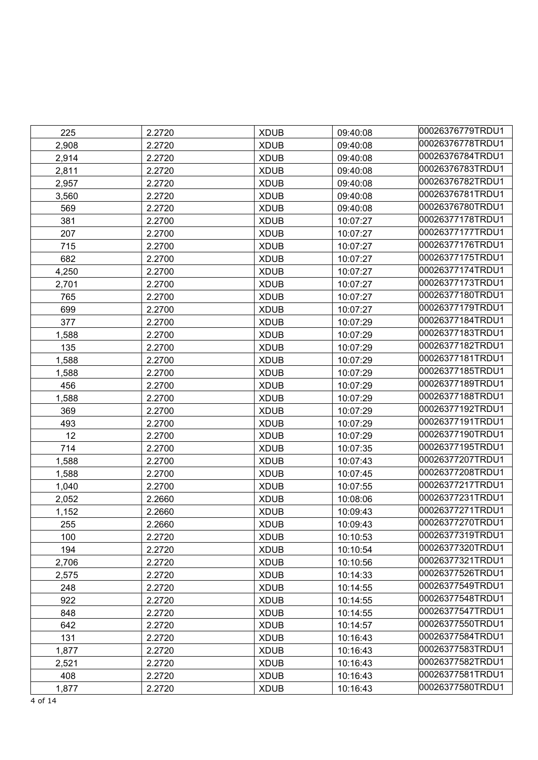| 225 | 2.2720 | XDUB | 09:40:08 | 00026376779TRDU1 |
|---|---|---|---|---|
| 2,908 | 2.2720 | XDUB | 09:40:08 | 00026376778TRDU1 |
| 2,914 | 2.2720 | XDUB | 09:40:08 | 00026376784TRDU1 |
| 2,811 | 2.2720 | XDUB | 09:40:08 | 00026376783TRDU1 |
| 2,957 | 2.2720 | XDUB | 09:40:08 | 00026376782TRDU1 |
| 3,560 | 2.2720 | XDUB | 09:40:08 | 00026376781TRDU1 |
| 569 | 2.2720 | XDUB | 09:40:08 | 00026376780TRDU1 |
| 381 | 2.2700 | XDUB | 10:07:27 | 00026377178TRDU1 |
| 207 | 2.2700 | XDUB | 10:07:27 | 00026377177TRDU1 |
| 715 | 2.2700 | XDUB | 10:07:27 | 00026377176TRDU1 |
| 682 | 2.2700 | XDUB | 10:07:27 | 00026377175TRDU1 |
| 4,250 | 2.2700 | XDUB | 10:07:27 | 00026377174TRDU1 |
| 2,701 | 2.2700 | XDUB | 10:07:27 | 00026377173TRDU1 |
| 765 | 2.2700 | XDUB | 10:07:27 | 00026377180TRDU1 |
| 699 | 2.2700 | XDUB | 10:07:27 | 00026377179TRDU1 |
| 377 | 2.2700 | XDUB | 10:07:29 | 00026377184TRDU1 |
| 1,588 | 2.2700 | XDUB | 10:07:29 | 00026377183TRDU1 |
| 135 | 2.2700 | XDUB | 10:07:29 | 00026377182TRDU1 |
| 1,588 | 2.2700 | XDUB | 10:07:29 | 00026377181TRDU1 |
| 1,588 | 2.2700 | XDUB | 10:07:29 | 00026377185TRDU1 |
| 456 | 2.2700 | XDUB | 10:07:29 | 00026377189TRDU1 |
| 1,588 | 2.2700 | XDUB | 10:07:29 | 00026377188TRDU1 |
| 369 | 2.2700 | XDUB | 10:07:29 | 00026377192TRDU1 |
| 493 | 2.2700 | XDUB | 10:07:29 | 00026377191TRDU1 |
| 12 | 2.2700 | XDUB | 10:07:29 | 00026377190TRDU1 |
| 714 | 2.2700 | XDUB | 10:07:35 | 00026377195TRDU1 |
| 1,588 | 2.2700 | XDUB | 10:07:43 | 00026377207TRDU1 |
| 1,588 | 2.2700 | XDUB | 10:07:45 | 00026377208TRDU1 |
| 1,040 | 2.2700 | XDUB | 10:07:55 | 00026377217TRDU1 |
| 2,052 | 2.2660 | XDUB | 10:08:06 | 00026377231TRDU1 |
| 1,152 | 2.2660 | XDUB | 10:09:43 | 00026377271TRDU1 |
| 255 | 2.2660 | XDUB | 10:09:43 | 00026377270TRDU1 |
| 100 | 2.2720 | XDUB | 10:10:53 | 00026377319TRDU1 |
| 194 | 2.2720 | XDUB | 10:10:54 | 00026377320TRDU1 |
| 2,706 | 2.2720 | XDUB | 10:10:56 | 00026377321TRDU1 |
| 2,575 | 2.2720 | XDUB | 10:14:33 | 00026377526TRDU1 |
| 248 | 2.2720 | XDUB | 10:14:55 | 00026377549TRDU1 |
| 922 | 2.2720 | XDUB | 10:14:55 | 00026377548TRDU1 |
| 848 | 2.2720 | XDUB | 10:14:55 | 00026377547TRDU1 |
| 642 | 2.2720 | XDUB | 10:14:57 | 00026377550TRDU1 |
| 131 | 2.2720 | XDUB | 10:16:43 | 00026377584TRDU1 |
| 1,877 | 2.2720 | XDUB | 10:16:43 | 00026377583TRDU1 |
| 2,521 | 2.2720 | XDUB | 10:16:43 | 00026377582TRDU1 |
| 408 | 2.2720 | XDUB | 10:16:43 | 00026377581TRDU1 |
| 1,877 | 2.2720 | XDUB | 10:16:43 | 00026377580TRDU1 |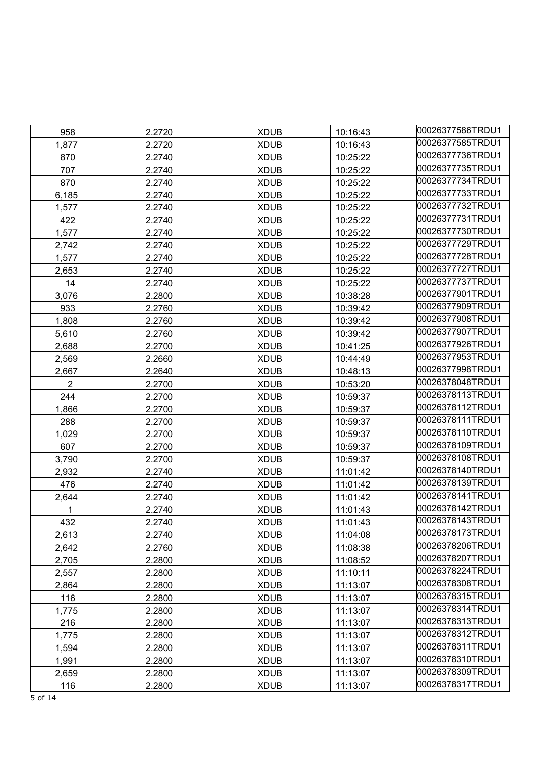| | | | | |
|---|---|---|---|---|
| 958 | 2.2720 | XDUB | 10:16:43 | 00026377586TRDU1 |
| 1,877 | 2.2720 | XDUB | 10:16:43 | 00026377585TRDU1 |
| 870 | 2.2740 | XDUB | 10:25:22 | 00026377736TRDU1 |
| 707 | 2.2740 | XDUB | 10:25:22 | 00026377735TRDU1 |
| 870 | 2.2740 | XDUB | 10:25:22 | 00026377734TRDU1 |
| 6,185 | 2.2740 | XDUB | 10:25:22 | 00026377733TRDU1 |
| 1,577 | 2.2740 | XDUB | 10:25:22 | 00026377732TRDU1 |
| 422 | 2.2740 | XDUB | 10:25:22 | 00026377731TRDU1 |
| 1,577 | 2.2740 | XDUB | 10:25:22 | 00026377730TRDU1 |
| 2,742 | 2.2740 | XDUB | 10:25:22 | 00026377729TRDU1 |
| 1,577 | 2.2740 | XDUB | 10:25:22 | 00026377728TRDU1 |
| 2,653 | 2.2740 | XDUB | 10:25:22 | 00026377727TRDU1 |
| 14 | 2.2740 | XDUB | 10:25:22 | 00026377737TRDU1 |
| 3,076 | 2.2800 | XDUB | 10:38:28 | 00026377901TRDU1 |
| 933 | 2.2760 | XDUB | 10:39:42 | 00026377909TRDU1 |
| 1,808 | 2.2760 | XDUB | 10:39:42 | 00026377908TRDU1 |
| 5,610 | 2.2760 | XDUB | 10:39:42 | 00026377907TRDU1 |
| 2,688 | 2.2700 | XDUB | 10:41:25 | 00026377926TRDU1 |
| 2,569 | 2.2660 | XDUB | 10:44:49 | 00026377953TRDU1 |
| 2,667 | 2.2640 | XDUB | 10:48:13 | 00026377998TRDU1 |
| 2 | 2.2700 | XDUB | 10:53:20 | 00026378048TRDU1 |
| 244 | 2.2700 | XDUB | 10:59:37 | 00026378113TRDU1 |
| 1,866 | 2.2700 | XDUB | 10:59:37 | 00026378112TRDU1 |
| 288 | 2.2700 | XDUB | 10:59:37 | 00026378111TRDU1 |
| 1,029 | 2.2700 | XDUB | 10:59:37 | 00026378110TRDU1 |
| 607 | 2.2700 | XDUB | 10:59:37 | 00026378109TRDU1 |
| 3,790 | 2.2700 | XDUB | 10:59:37 | 00026378108TRDU1 |
| 2,932 | 2.2740 | XDUB | 11:01:42 | 00026378140TRDU1 |
| 476 | 2.2740 | XDUB | 11:01:42 | 00026378139TRDU1 |
| 2,644 | 2.2740 | XDUB | 11:01:42 | 00026378141TRDU1 |
| 1 | 2.2740 | XDUB | 11:01:43 | 00026378142TRDU1 |
| 432 | 2.2740 | XDUB | 11:01:43 | 00026378143TRDU1 |
| 2,613 | 2.2740 | XDUB | 11:04:08 | 00026378173TRDU1 |
| 2,642 | 2.2760 | XDUB | 11:08:38 | 00026378206TRDU1 |
| 2,705 | 2.2800 | XDUB | 11:08:52 | 00026378207TRDU1 |
| 2,557 | 2.2800 | XDUB | 11:10:11 | 00026378224TRDU1 |
| 2,864 | 2.2800 | XDUB | 11:13:07 | 00026378308TRDU1 |
| 116 | 2.2800 | XDUB | 11:13:07 | 00026378315TRDU1 |
| 1,775 | 2.2800 | XDUB | 11:13:07 | 00026378314TRDU1 |
| 216 | 2.2800 | XDUB | 11:13:07 | 00026378313TRDU1 |
| 1,775 | 2.2800 | XDUB | 11:13:07 | 00026378312TRDU1 |
| 1,594 | 2.2800 | XDUB | 11:13:07 | 00026378311TRDU1 |
| 1,991 | 2.2800 | XDUB | 11:13:07 | 00026378310TRDU1 |
| 2,659 | 2.2800 | XDUB | 11:13:07 | 00026378309TRDU1 |
| 116 | 2.2800 | XDUB | 11:13:07 | 00026378317TRDU1 |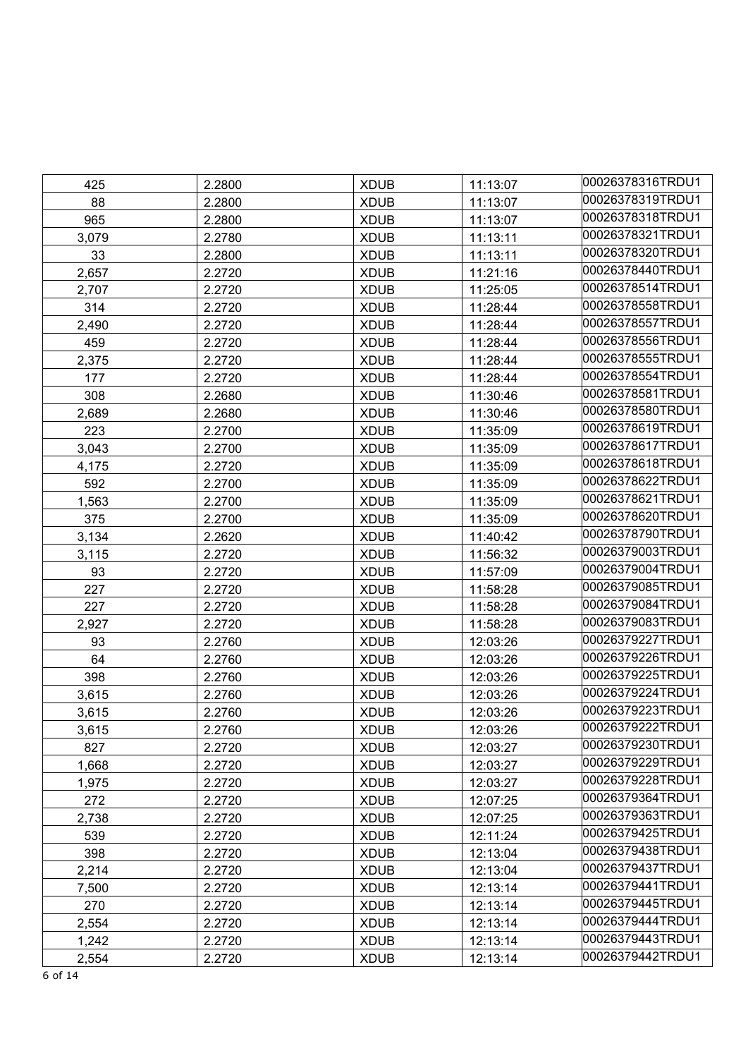| 425 | 2.2800 | XDUB | 11:13:07 | 00026378316TRDU1 |
|---|---|---|---|---|
| 88 | 2.2800 | XDUB | 11:13:07 | 00026378319TRDU1 |
| 965 | 2.2800 | XDUB | 11:13:07 | 00026378318TRDU1 |
| 3,079 | 2.2780 | XDUB | 11:13:11 | 00026378321TRDU1 |
| 33 | 2.2800 | XDUB | 11:13:11 | 00026378320TRDU1 |
| 2,657 | 2.2720 | XDUB | 11:21:16 | 00026378440TRDU1 |
| 2,707 | 2.2720 | XDUB | 11:25:05 | 00026378514TRDU1 |
| 314 | 2.2720 | XDUB | 11:28:44 | 00026378558TRDU1 |
| 2,490 | 2.2720 | XDUB | 11:28:44 | 00026378557TRDU1 |
| 459 | 2.2720 | XDUB | 11:28:44 | 00026378556TRDU1 |
| 2,375 | 2.2720 | XDUB | 11:28:44 | 00026378555TRDU1 |
| 177 | 2.2720 | XDUB | 11:28:44 | 00026378554TRDU1 |
| 308 | 2.2680 | XDUB | 11:30:46 | 00026378581TRDU1 |
| 2,689 | 2.2680 | XDUB | 11:30:46 | 00026378580TRDU1 |
| 223 | 2.2700 | XDUB | 11:35:09 | 00026378619TRDU1 |
| 3,043 | 2.2700 | XDUB | 11:35:09 | 00026378617TRDU1 |
| 4,175 | 2.2720 | XDUB | 11:35:09 | 00026378618TRDU1 |
| 592 | 2.2700 | XDUB | 11:35:09 | 00026378622TRDU1 |
| 1,563 | 2.2700 | XDUB | 11:35:09 | 00026378621TRDU1 |
| 375 | 2.2700 | XDUB | 11:35:09 | 00026378620TRDU1 |
| 3,134 | 2.2620 | XDUB | 11:40:42 | 00026378790TRDU1 |
| 3,115 | 2.2720 | XDUB | 11:56:32 | 00026379003TRDU1 |
| 93 | 2.2720 | XDUB | 11:57:09 | 00026379004TRDU1 |
| 227 | 2.2720 | XDUB | 11:58:28 | 00026379085TRDU1 |
| 227 | 2.2720 | XDUB | 11:58:28 | 00026379084TRDU1 |
| 2,927 | 2.2720 | XDUB | 11:58:28 | 00026379083TRDU1 |
| 93 | 2.2760 | XDUB | 12:03:26 | 00026379227TRDU1 |
| 64 | 2.2760 | XDUB | 12:03:26 | 00026379226TRDU1 |
| 398 | 2.2760 | XDUB | 12:03:26 | 00026379225TRDU1 |
| 3,615 | 2.2760 | XDUB | 12:03:26 | 00026379224TRDU1 |
| 3,615 | 2.2760 | XDUB | 12:03:26 | 00026379223TRDU1 |
| 3,615 | 2.2760 | XDUB | 12:03:26 | 00026379222TRDU1 |
| 827 | 2.2720 | XDUB | 12:03:27 | 00026379230TRDU1 |
| 1,668 | 2.2720 | XDUB | 12:03:27 | 00026379229TRDU1 |
| 1,975 | 2.2720 | XDUB | 12:03:27 | 00026379228TRDU1 |
| 272 | 2.2720 | XDUB | 12:07:25 | 00026379364TRDU1 |
| 2,738 | 2.2720 | XDUB | 12:07:25 | 00026379363TRDU1 |
| 539 | 2.2720 | XDUB | 12:11:24 | 00026379425TRDU1 |
| 398 | 2.2720 | XDUB | 12:13:04 | 00026379438TRDU1 |
| 2,214 | 2.2720 | XDUB | 12:13:04 | 00026379437TRDU1 |
| 7,500 | 2.2720 | XDUB | 12:13:14 | 00026379441TRDU1 |
| 270 | 2.2720 | XDUB | 12:13:14 | 00026379445TRDU1 |
| 2,554 | 2.2720 | XDUB | 12:13:14 | 00026379444TRDU1 |
| 1,242 | 2.2720 | XDUB | 12:13:14 | 00026379443TRDU1 |
| 2,554 | 2.2720 | XDUB | 12:13:14 | 00026379442TRDU1 |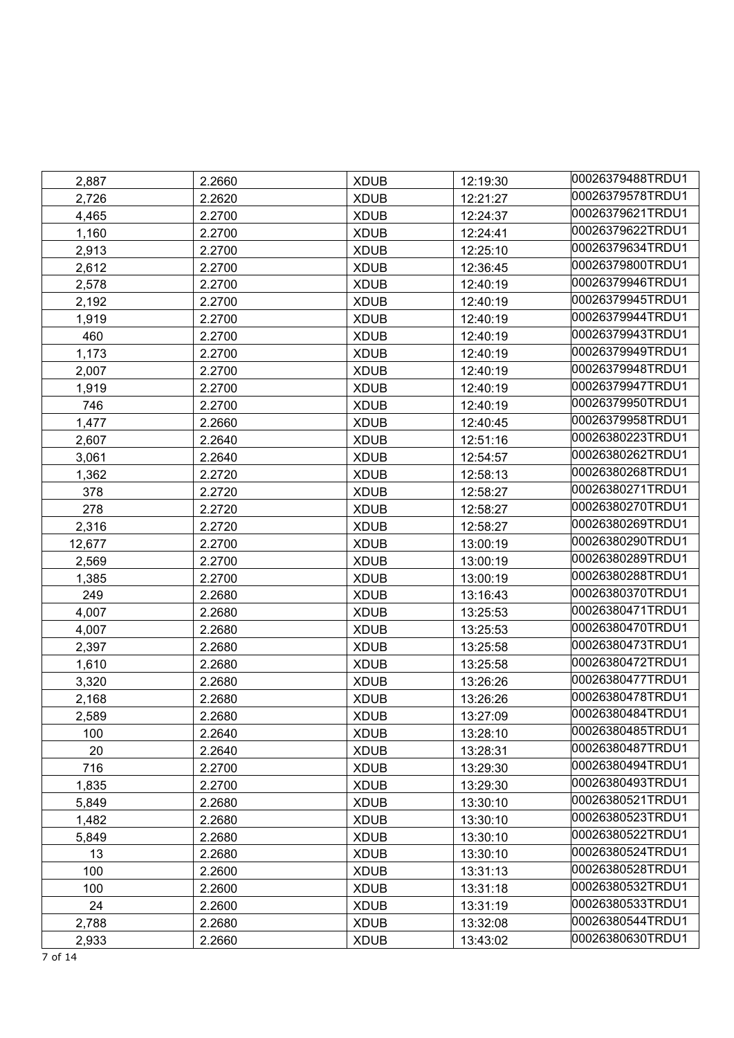| 2,887 | 2.2660 | XDUB | 12:19:30 | 00026379488TRDU1 |
|---|---|---|---|---|
| 2,726 | 2.2620 | XDUB | 12:21:27 | 00026379578TRDU1 |
| 4,465 | 2.2700 | XDUB | 12:24:37 | 00026379621TRDU1 |
| 1,160 | 2.2700 | XDUB | 12:24:41 | 00026379622TRDU1 |
| 2,913 | 2.2700 | XDUB | 12:25:10 | 00026379634TRDU1 |
| 2,612 | 2.2700 | XDUB | 12:36:45 | 00026379800TRDU1 |
| 2,578 | 2.2700 | XDUB | 12:40:19 | 00026379946TRDU1 |
| 2,192 | 2.2700 | XDUB | 12:40:19 | 00026379945TRDU1 |
| 1,919 | 2.2700 | XDUB | 12:40:19 | 00026379944TRDU1 |
| 460 | 2.2700 | XDUB | 12:40:19 | 00026379943TRDU1 |
| 1,173 | 2.2700 | XDUB | 12:40:19 | 00026379949TRDU1 |
| 2,007 | 2.2700 | XDUB | 12:40:19 | 00026379948TRDU1 |
| 1,919 | 2.2700 | XDUB | 12:40:19 | 00026379947TRDU1 |
| 746 | 2.2700 | XDUB | 12:40:19 | 00026379950TRDU1 |
| 1,477 | 2.2660 | XDUB | 12:40:45 | 00026379958TRDU1 |
| 2,607 | 2.2640 | XDUB | 12:51:16 | 00026380223TRDU1 |
| 3,061 | 2.2640 | XDUB | 12:54:57 | 00026380262TRDU1 |
| 1,362 | 2.2720 | XDUB | 12:58:13 | 00026380268TRDU1 |
| 378 | 2.2720 | XDUB | 12:58:27 | 00026380271TRDU1 |
| 278 | 2.2720 | XDUB | 12:58:27 | 00026380270TRDU1 |
| 2,316 | 2.2720 | XDUB | 12:58:27 | 00026380269TRDU1 |
| 12,677 | 2.2700 | XDUB | 13:00:19 | 00026380290TRDU1 |
| 2,569 | 2.2700 | XDUB | 13:00:19 | 00026380289TRDU1 |
| 1,385 | 2.2700 | XDUB | 13:00:19 | 00026380288TRDU1 |
| 249 | 2.2680 | XDUB | 13:16:43 | 00026380370TRDU1 |
| 4,007 | 2.2680 | XDUB | 13:25:53 | 00026380471TRDU1 |
| 4,007 | 2.2680 | XDUB | 13:25:53 | 00026380470TRDU1 |
| 2,397 | 2.2680 | XDUB | 13:25:58 | 00026380473TRDU1 |
| 1,610 | 2.2680 | XDUB | 13:25:58 | 00026380472TRDU1 |
| 3,320 | 2.2680 | XDUB | 13:26:26 | 00026380477TRDU1 |
| 2,168 | 2.2680 | XDUB | 13:26:26 | 00026380478TRDU1 |
| 2,589 | 2.2680 | XDUB | 13:27:09 | 00026380484TRDU1 |
| 100 | 2.2640 | XDUB | 13:28:10 | 00026380485TRDU1 |
| 20 | 2.2640 | XDUB | 13:28:31 | 00026380487TRDU1 |
| 716 | 2.2700 | XDUB | 13:29:30 | 00026380494TRDU1 |
| 1,835 | 2.2700 | XDUB | 13:29:30 | 00026380493TRDU1 |
| 5,849 | 2.2680 | XDUB | 13:30:10 | 00026380521TRDU1 |
| 1,482 | 2.2680 | XDUB | 13:30:10 | 00026380523TRDU1 |
| 5,849 | 2.2680 | XDUB | 13:30:10 | 00026380522TRDU1 |
| 13 | 2.2680 | XDUB | 13:30:10 | 00026380524TRDU1 |
| 100 | 2.2600 | XDUB | 13:31:13 | 00026380528TRDU1 |
| 100 | 2.2600 | XDUB | 13:31:18 | 00026380532TRDU1 |
| 24 | 2.2600 | XDUB | 13:31:19 | 00026380533TRDU1 |
| 2,788 | 2.2680 | XDUB | 13:32:08 | 00026380544TRDU1 |
| 2,933 | 2.2660 | XDUB | 13:43:02 | 00026380630TRDU1 |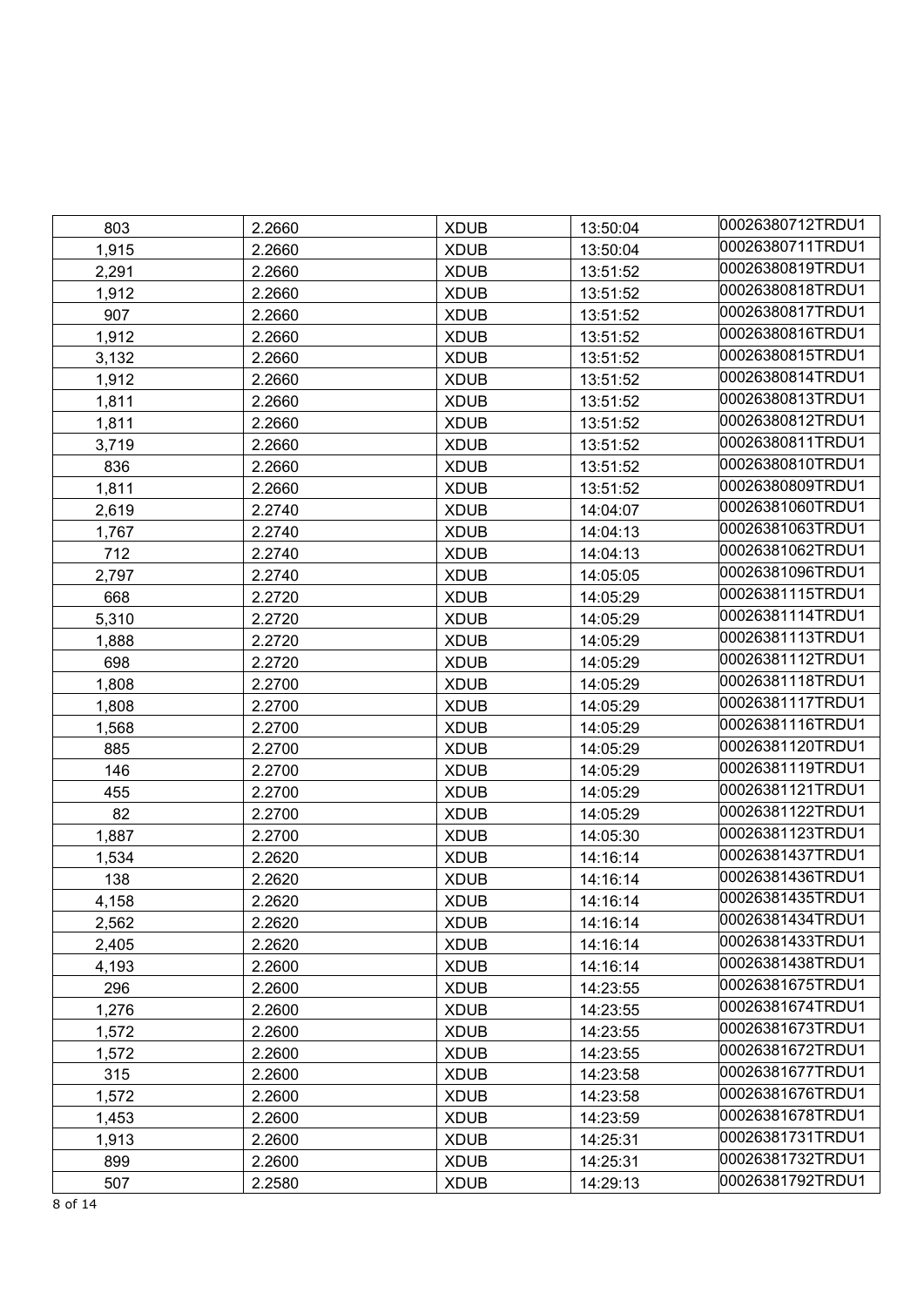| 803 | 2.2660 | XDUB | 13:50:04 | 00026380712TRDU1 |
|---|---|---|---|---|
| 1,915 | 2.2660 | XDUB | 13:50:04 | 00026380711TRDU1 |
| 2,291 | 2.2660 | XDUB | 13:51:52 | 00026380819TRDU1 |
| 1,912 | 2.2660 | XDUB | 13:51:52 | 00026380818TRDU1 |
| 907 | 2.2660 | XDUB | 13:51:52 | 00026380817TRDU1 |
| 1,912 | 2.2660 | XDUB | 13:51:52 | 00026380816TRDU1 |
| 3,132 | 2.2660 | XDUB | 13:51:52 | 00026380815TRDU1 |
| 1,912 | 2.2660 | XDUB | 13:51:52 | 00026380814TRDU1 |
| 1,811 | 2.2660 | XDUB | 13:51:52 | 00026380813TRDU1 |
| 1,811 | 2.2660 | XDUB | 13:51:52 | 00026380812TRDU1 |
| 3,719 | 2.2660 | XDUB | 13:51:52 | 00026380811TRDU1 |
| 836 | 2.2660 | XDUB | 13:51:52 | 00026380810TRDU1 |
| 1,811 | 2.2660 | XDUB | 13:51:52 | 00026380809TRDU1 |
| 2,619 | 2.2740 | XDUB | 14:04:07 | 00026381060TRDU1 |
| 1,767 | 2.2740 | XDUB | 14:04:13 | 00026381063TRDU1 |
| 712 | 2.2740 | XDUB | 14:04:13 | 00026381062TRDU1 |
| 2,797 | 2.2740 | XDUB | 14:05:05 | 00026381096TRDU1 |
| 668 | 2.2720 | XDUB | 14:05:29 | 00026381115TRDU1 |
| 5,310 | 2.2720 | XDUB | 14:05:29 | 00026381114TRDU1 |
| 1,888 | 2.2720 | XDUB | 14:05:29 | 00026381113TRDU1 |
| 698 | 2.2720 | XDUB | 14:05:29 | 00026381112TRDU1 |
| 1,808 | 2.2700 | XDUB | 14:05:29 | 00026381118TRDU1 |
| 1,808 | 2.2700 | XDUB | 14:05:29 | 00026381117TRDU1 |
| 1,568 | 2.2700 | XDUB | 14:05:29 | 00026381116TRDU1 |
| 885 | 2.2700 | XDUB | 14:05:29 | 00026381120TRDU1 |
| 146 | 2.2700 | XDUB | 14:05:29 | 00026381119TRDU1 |
| 455 | 2.2700 | XDUB | 14:05:29 | 00026381121TRDU1 |
| 82 | 2.2700 | XDUB | 14:05:29 | 00026381122TRDU1 |
| 1,887 | 2.2700 | XDUB | 14:05:30 | 00026381123TRDU1 |
| 1,534 | 2.2620 | XDUB | 14:16:14 | 00026381437TRDU1 |
| 138 | 2.2620 | XDUB | 14:16:14 | 00026381436TRDU1 |
| 4,158 | 2.2620 | XDUB | 14:16:14 | 00026381435TRDU1 |
| 2,562 | 2.2620 | XDUB | 14:16:14 | 00026381434TRDU1 |
| 2,405 | 2.2620 | XDUB | 14:16:14 | 00026381433TRDU1 |
| 4,193 | 2.2600 | XDUB | 14:16:14 | 00026381438TRDU1 |
| 296 | 2.2600 | XDUB | 14:23:55 | 00026381675TRDU1 |
| 1,276 | 2.2600 | XDUB | 14:23:55 | 00026381674TRDU1 |
| 1,572 | 2.2600 | XDUB | 14:23:55 | 00026381673TRDU1 |
| 1,572 | 2.2600 | XDUB | 14:23:55 | 00026381672TRDU1 |
| 315 | 2.2600 | XDUB | 14:23:58 | 00026381677TRDU1 |
| 1,572 | 2.2600 | XDUB | 14:23:58 | 00026381676TRDU1 |
| 1,453 | 2.2600 | XDUB | 14:23:59 | 00026381678TRDU1 |
| 1,913 | 2.2600 | XDUB | 14:25:31 | 00026381731TRDU1 |
| 899 | 2.2600 | XDUB | 14:25:31 | 00026381732TRDU1 |
| 507 | 2.2580 | XDUB | 14:29:13 | 00026381792TRDU1 |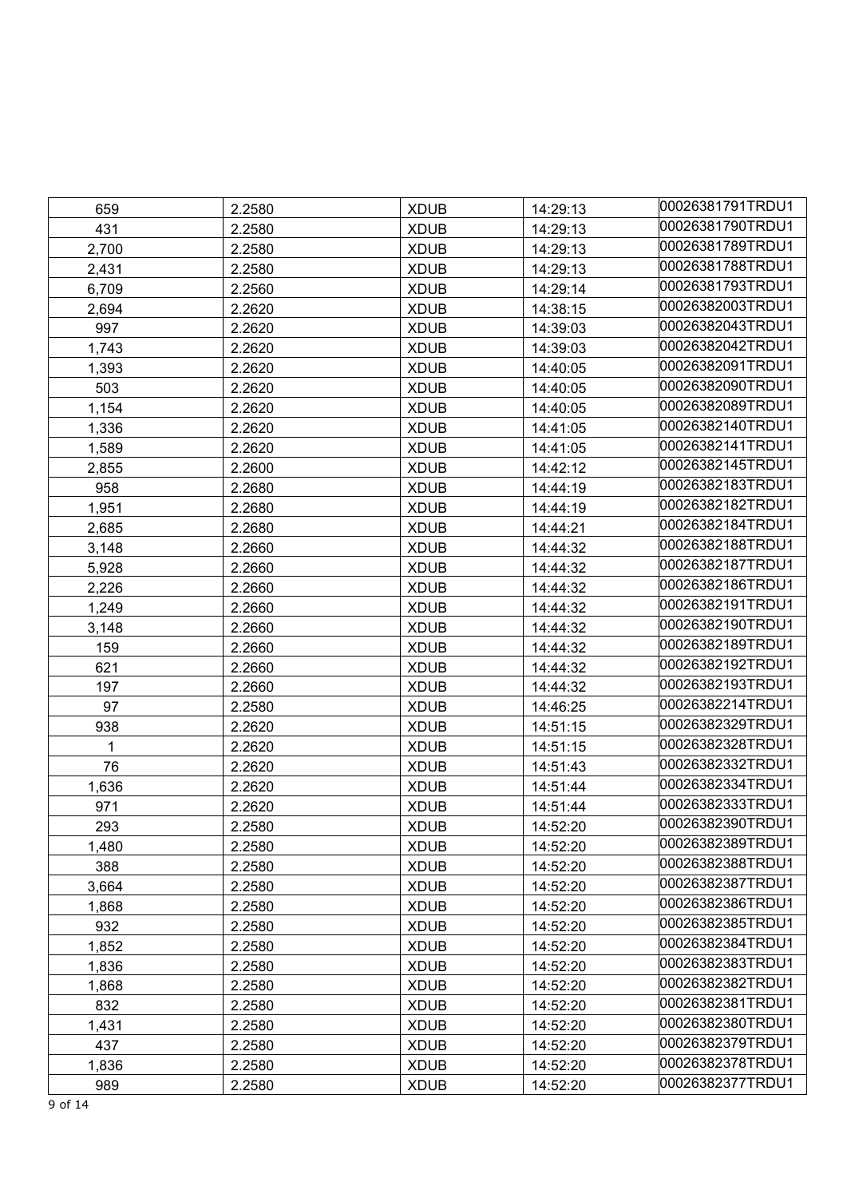| | | | | |
|---|---|---|---|---|
| 659 | 2.2580 | XDUB | 14:29:13 | 00026381791TRDU1 |
| 431 | 2.2580 | XDUB | 14:29:13 | 00026381790TRDU1 |
| 2,700 | 2.2580 | XDUB | 14:29:13 | 00026381789TRDU1 |
| 2,431 | 2.2580 | XDUB | 14:29:13 | 00026381788TRDU1 |
| 6,709 | 2.2560 | XDUB | 14:29:14 | 00026381793TRDU1 |
| 2,694 | 2.2620 | XDUB | 14:38:15 | 00026382003TRDU1 |
| 997 | 2.2620 | XDUB | 14:39:03 | 00026382043TRDU1 |
| 1,743 | 2.2620 | XDUB | 14:39:03 | 00026382042TRDU1 |
| 1,393 | 2.2620 | XDUB | 14:40:05 | 00026382091TRDU1 |
| 503 | 2.2620 | XDUB | 14:40:05 | 00026382090TRDU1 |
| 1,154 | 2.2620 | XDUB | 14:40:05 | 00026382089TRDU1 |
| 1,336 | 2.2620 | XDUB | 14:41:05 | 00026382140TRDU1 |
| 1,589 | 2.2620 | XDUB | 14:41:05 | 00026382141TRDU1 |
| 2,855 | 2.2600 | XDUB | 14:42:12 | 00026382145TRDU1 |
| 958 | 2.2680 | XDUB | 14:44:19 | 00026382183TRDU1 |
| 1,951 | 2.2680 | XDUB | 14:44:19 | 00026382182TRDU1 |
| 2,685 | 2.2680 | XDUB | 14:44:21 | 00026382184TRDU1 |
| 3,148 | 2.2660 | XDUB | 14:44:32 | 00026382188TRDU1 |
| 5,928 | 2.2660 | XDUB | 14:44:32 | 00026382187TRDU1 |
| 2,226 | 2.2660 | XDUB | 14:44:32 | 00026382186TRDU1 |
| 1,249 | 2.2660 | XDUB | 14:44:32 | 00026382191TRDU1 |
| 3,148 | 2.2660 | XDUB | 14:44:32 | 00026382190TRDU1 |
| 159 | 2.2660 | XDUB | 14:44:32 | 00026382189TRDU1 |
| 621 | 2.2660 | XDUB | 14:44:32 | 00026382192TRDU1 |
| 197 | 2.2660 | XDUB | 14:44:32 | 00026382193TRDU1 |
| 97 | 2.2580 | XDUB | 14:46:25 | 00026382214TRDU1 |
| 938 | 2.2620 | XDUB | 14:51:15 | 00026382329TRDU1 |
| 1 | 2.2620 | XDUB | 14:51:15 | 00026382328TRDU1 |
| 76 | 2.2620 | XDUB | 14:51:43 | 00026382332TRDU1 |
| 1,636 | 2.2620 | XDUB | 14:51:44 | 00026382334TRDU1 |
| 971 | 2.2620 | XDUB | 14:51:44 | 00026382333TRDU1 |
| 293 | 2.2580 | XDUB | 14:52:20 | 00026382390TRDU1 |
| 1,480 | 2.2580 | XDUB | 14:52:20 | 00026382389TRDU1 |
| 388 | 2.2580 | XDUB | 14:52:20 | 00026382388TRDU1 |
| 3,664 | 2.2580 | XDUB | 14:52:20 | 00026382387TRDU1 |
| 1,868 | 2.2580 | XDUB | 14:52:20 | 00026382386TRDU1 |
| 932 | 2.2580 | XDUB | 14:52:20 | 00026382385TRDU1 |
| 1,852 | 2.2580 | XDUB | 14:52:20 | 00026382384TRDU1 |
| 1,836 | 2.2580 | XDUB | 14:52:20 | 00026382383TRDU1 |
| 1,868 | 2.2580 | XDUB | 14:52:20 | 00026382382TRDU1 |
| 832 | 2.2580 | XDUB | 14:52:20 | 00026382381TRDU1 |
| 1,431 | 2.2580 | XDUB | 14:52:20 | 00026382380TRDU1 |
| 437 | 2.2580 | XDUB | 14:52:20 | 00026382379TRDU1 |
| 1,836 | 2.2580 | XDUB | 14:52:20 | 00026382378TRDU1 |
| 989 | 2.2580 | XDUB | 14:52:20 | 00026382377TRDU1 |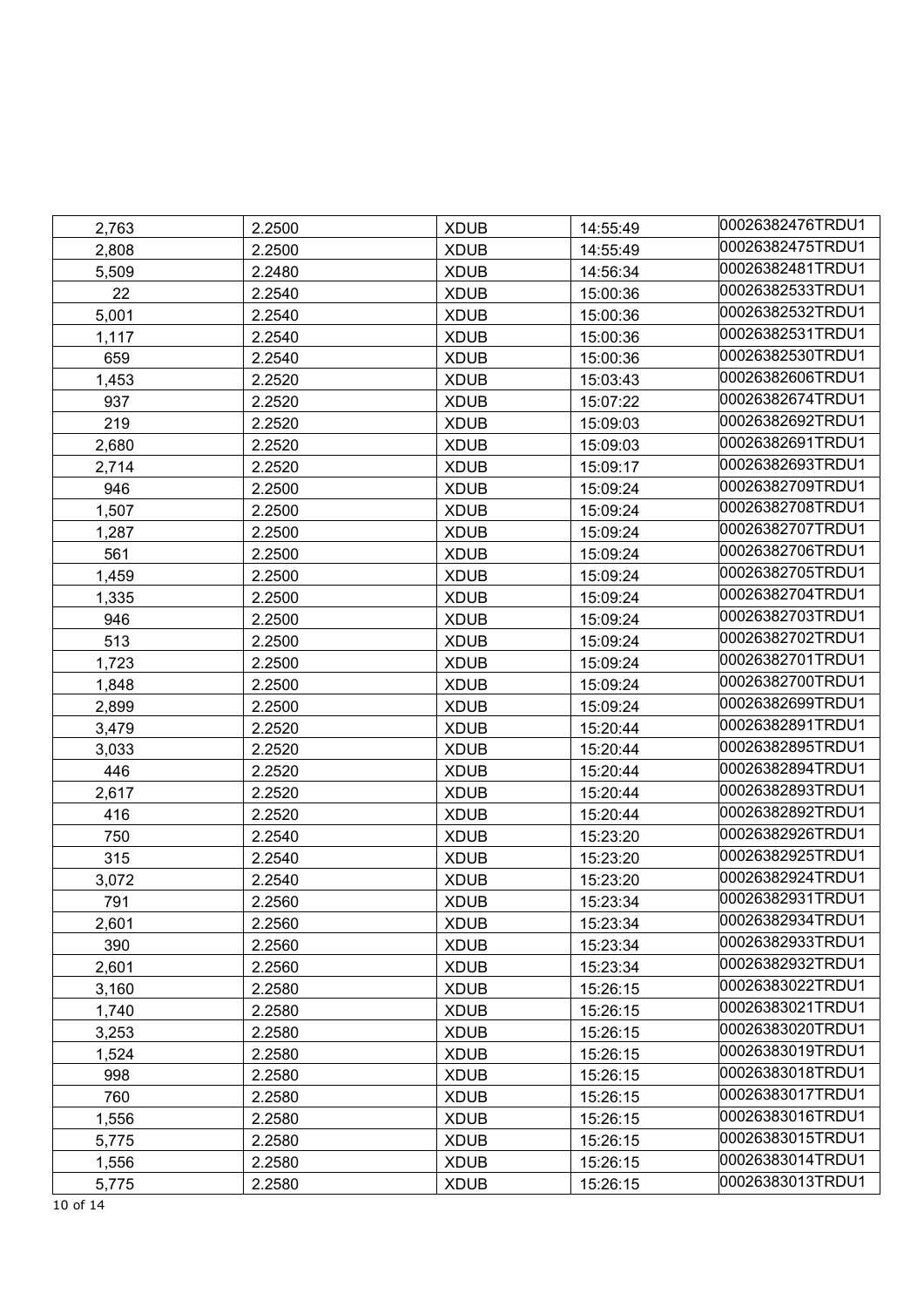| 2,763 | 2.2500 | XDUB | 14:55:49 | 00026382476TRDU1 |
|---|---|---|---|---|
| 2,808 | 2.2500 | XDUB | 14:55:49 | 00026382475TRDU1 |
| 5,509 | 2.2480 | XDUB | 14:56:34 | 00026382481TRDU1 |
| 22 | 2.2540 | XDUB | 15:00:36 | 00026382533TRDU1 |
| 5,001 | 2.2540 | XDUB | 15:00:36 | 00026382532TRDU1 |
| 1,117 | 2.2540 | XDUB | 15:00:36 | 00026382531TRDU1 |
| 659 | 2.2540 | XDUB | 15:00:36 | 00026382530TRDU1 |
| 1,453 | 2.2520 | XDUB | 15:03:43 | 00026382606TRDU1 |
| 937 | 2.2520 | XDUB | 15:07:22 | 00026382674TRDU1 |
| 219 | 2.2520 | XDUB | 15:09:03 | 00026382692TRDU1 |
| 2,680 | 2.2520 | XDUB | 15:09:03 | 00026382691TRDU1 |
| 2,714 | 2.2520 | XDUB | 15:09:17 | 00026382693TRDU1 |
| 946 | 2.2500 | XDUB | 15:09:24 | 00026382709TRDU1 |
| 1,507 | 2.2500 | XDUB | 15:09:24 | 00026382708TRDU1 |
| 1,287 | 2.2500 | XDUB | 15:09:24 | 00026382707TRDU1 |
| 561 | 2.2500 | XDUB | 15:09:24 | 00026382706TRDU1 |
| 1,459 | 2.2500 | XDUB | 15:09:24 | 00026382705TRDU1 |
| 1,335 | 2.2500 | XDUB | 15:09:24 | 00026382704TRDU1 |
| 946 | 2.2500 | XDUB | 15:09:24 | 00026382703TRDU1 |
| 513 | 2.2500 | XDUB | 15:09:24 | 00026382702TRDU1 |
| 1,723 | 2.2500 | XDUB | 15:09:24 | 00026382701TRDU1 |
| 1,848 | 2.2500 | XDUB | 15:09:24 | 00026382700TRDU1 |
| 2,899 | 2.2500 | XDUB | 15:09:24 | 00026382699TRDU1 |
| 3,479 | 2.2520 | XDUB | 15:20:44 | 00026382891TRDU1 |
| 3,033 | 2.2520 | XDUB | 15:20:44 | 00026382895TRDU1 |
| 446 | 2.2520 | XDUB | 15:20:44 | 00026382894TRDU1 |
| 2,617 | 2.2520 | XDUB | 15:20:44 | 00026382893TRDU1 |
| 416 | 2.2520 | XDUB | 15:20:44 | 00026382892TRDU1 |
| 750 | 2.2540 | XDUB | 15:23:20 | 00026382926TRDU1 |
| 315 | 2.2540 | XDUB | 15:23:20 | 00026382925TRDU1 |
| 3,072 | 2.2540 | XDUB | 15:23:20 | 00026382924TRDU1 |
| 791 | 2.2560 | XDUB | 15:23:34 | 00026382931TRDU1 |
| 2,601 | 2.2560 | XDUB | 15:23:34 | 00026382934TRDU1 |
| 390 | 2.2560 | XDUB | 15:23:34 | 00026382933TRDU1 |
| 2,601 | 2.2560 | XDUB | 15:23:34 | 00026382932TRDU1 |
| 3,160 | 2.2580 | XDUB | 15:26:15 | 00026383022TRDU1 |
| 1,740 | 2.2580 | XDUB | 15:26:15 | 00026383021TRDU1 |
| 3,253 | 2.2580 | XDUB | 15:26:15 | 00026383020TRDU1 |
| 1,524 | 2.2580 | XDUB | 15:26:15 | 00026383019TRDU1 |
| 998 | 2.2580 | XDUB | 15:26:15 | 00026383018TRDU1 |
| 760 | 2.2580 | XDUB | 15:26:15 | 00026383017TRDU1 |
| 1,556 | 2.2580 | XDUB | 15:26:15 | 00026383016TRDU1 |
| 5,775 | 2.2580 | XDUB | 15:26:15 | 00026383015TRDU1 |
| 1,556 | 2.2580 | XDUB | 15:26:15 | 00026383014TRDU1 |
| 5,775 | 2.2580 | XDUB | 15:26:15 | 00026383013TRDU1 |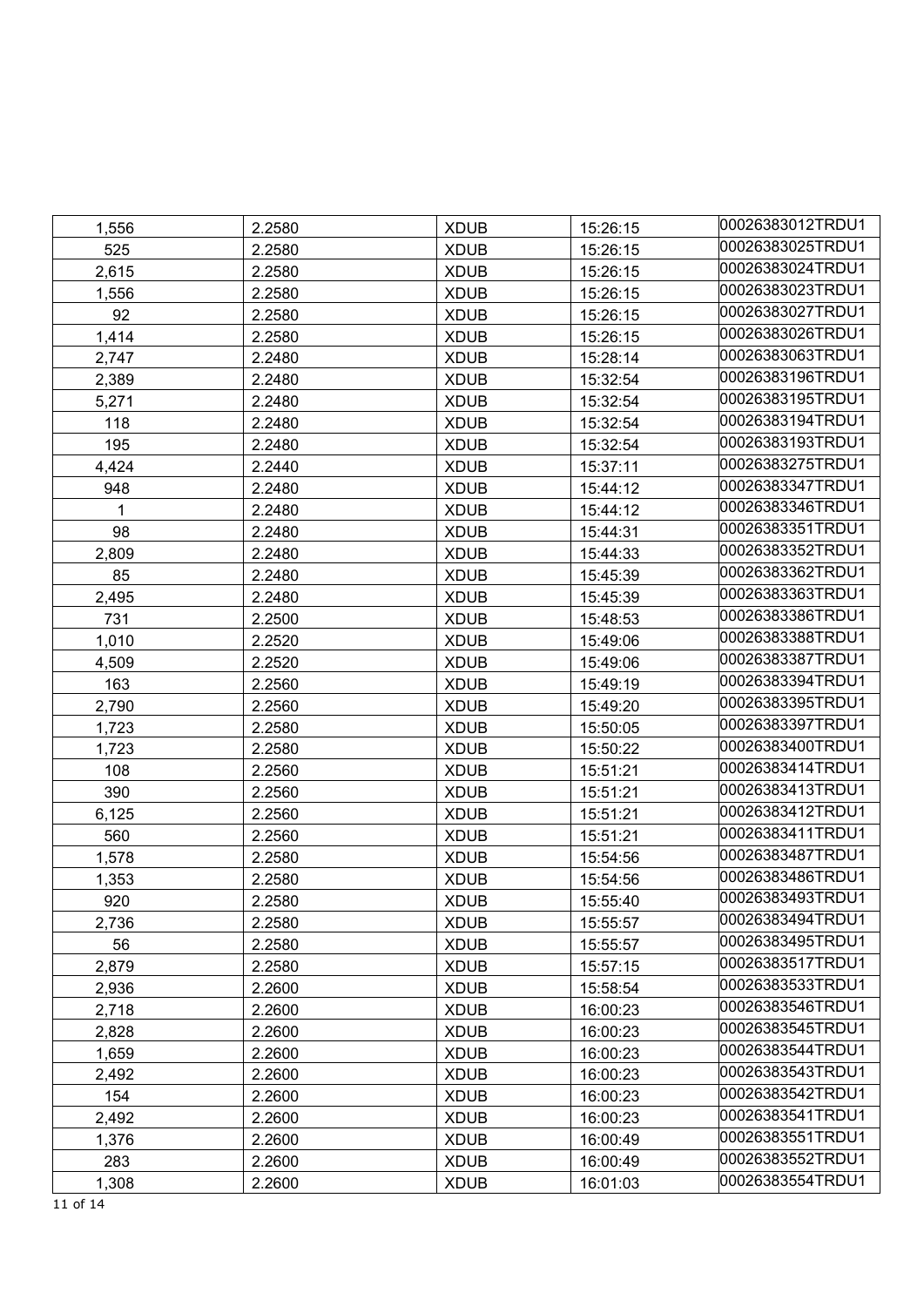| | | | | |
|---|---|---|---|---|
| 1,556 | 2.2580 | XDUB | 15:26:15 | 00026383012TRDU1 |
| 525 | 2.2580 | XDUB | 15:26:15 | 00026383025TRDU1 |
| 2,615 | 2.2580 | XDUB | 15:26:15 | 00026383024TRDU1 |
| 1,556 | 2.2580 | XDUB | 15:26:15 | 00026383023TRDU1 |
| 92 | 2.2580 | XDUB | 15:26:15 | 00026383027TRDU1 |
| 1,414 | 2.2580 | XDUB | 15:26:15 | 00026383026TRDU1 |
| 2,747 | 2.2480 | XDUB | 15:28:14 | 00026383063TRDU1 |
| 2,389 | 2.2480 | XDUB | 15:32:54 | 00026383196TRDU1 |
| 5,271 | 2.2480 | XDUB | 15:32:54 | 00026383195TRDU1 |
| 118 | 2.2480 | XDUB | 15:32:54 | 00026383194TRDU1 |
| 195 | 2.2480 | XDUB | 15:32:54 | 00026383193TRDU1 |
| 4,424 | 2.2440 | XDUB | 15:37:11 | 00026383275TRDU1 |
| 948 | 2.2480 | XDUB | 15:44:12 | 00026383347TRDU1 |
| 1 | 2.2480 | XDUB | 15:44:12 | 00026383346TRDU1 |
| 98 | 2.2480 | XDUB | 15:44:31 | 00026383351TRDU1 |
| 2,809 | 2.2480 | XDUB | 15:44:33 | 00026383352TRDU1 |
| 85 | 2.2480 | XDUB | 15:45:39 | 00026383362TRDU1 |
| 2,495 | 2.2480 | XDUB | 15:45:39 | 00026383363TRDU1 |
| 731 | 2.2500 | XDUB | 15:48:53 | 00026383386TRDU1 |
| 1,010 | 2.2520 | XDUB | 15:49:06 | 00026383388TRDU1 |
| 4,509 | 2.2520 | XDUB | 15:49:06 | 00026383387TRDU1 |
| 163 | 2.2560 | XDUB | 15:49:19 | 00026383394TRDU1 |
| 2,790 | 2.2560 | XDUB | 15:49:20 | 00026383395TRDU1 |
| 1,723 | 2.2580 | XDUB | 15:50:05 | 00026383397TRDU1 |
| 1,723 | 2.2580 | XDUB | 15:50:22 | 00026383400TRDU1 |
| 108 | 2.2560 | XDUB | 15:51:21 | 00026383414TRDU1 |
| 390 | 2.2560 | XDUB | 15:51:21 | 00026383413TRDU1 |
| 6,125 | 2.2560 | XDUB | 15:51:21 | 00026383412TRDU1 |
| 560 | 2.2560 | XDUB | 15:51:21 | 00026383411TRDU1 |
| 1,578 | 2.2580 | XDUB | 15:54:56 | 00026383487TRDU1 |
| 1,353 | 2.2580 | XDUB | 15:54:56 | 00026383486TRDU1 |
| 920 | 2.2580 | XDUB | 15:55:40 | 00026383493TRDU1 |
| 2,736 | 2.2580 | XDUB | 15:55:57 | 00026383494TRDU1 |
| 56 | 2.2580 | XDUB | 15:55:57 | 00026383495TRDU1 |
| 2,879 | 2.2580 | XDUB | 15:57:15 | 00026383517TRDU1 |
| 2,936 | 2.2600 | XDUB | 15:58:54 | 00026383533TRDU1 |
| 2,718 | 2.2600 | XDUB | 16:00:23 | 00026383546TRDU1 |
| 2,828 | 2.2600 | XDUB | 16:00:23 | 00026383545TRDU1 |
| 1,659 | 2.2600 | XDUB | 16:00:23 | 00026383544TRDU1 |
| 2,492 | 2.2600 | XDUB | 16:00:23 | 00026383543TRDU1 |
| 154 | 2.2600 | XDUB | 16:00:23 | 00026383542TRDU1 |
| 2,492 | 2.2600 | XDUB | 16:00:23 | 00026383541TRDU1 |
| 1,376 | 2.2600 | XDUB | 16:00:49 | 00026383551TRDU1 |
| 283 | 2.2600 | XDUB | 16:00:49 | 00026383552TRDU1 |
| 1,308 | 2.2600 | XDUB | 16:01:03 | 00026383554TRDU1 |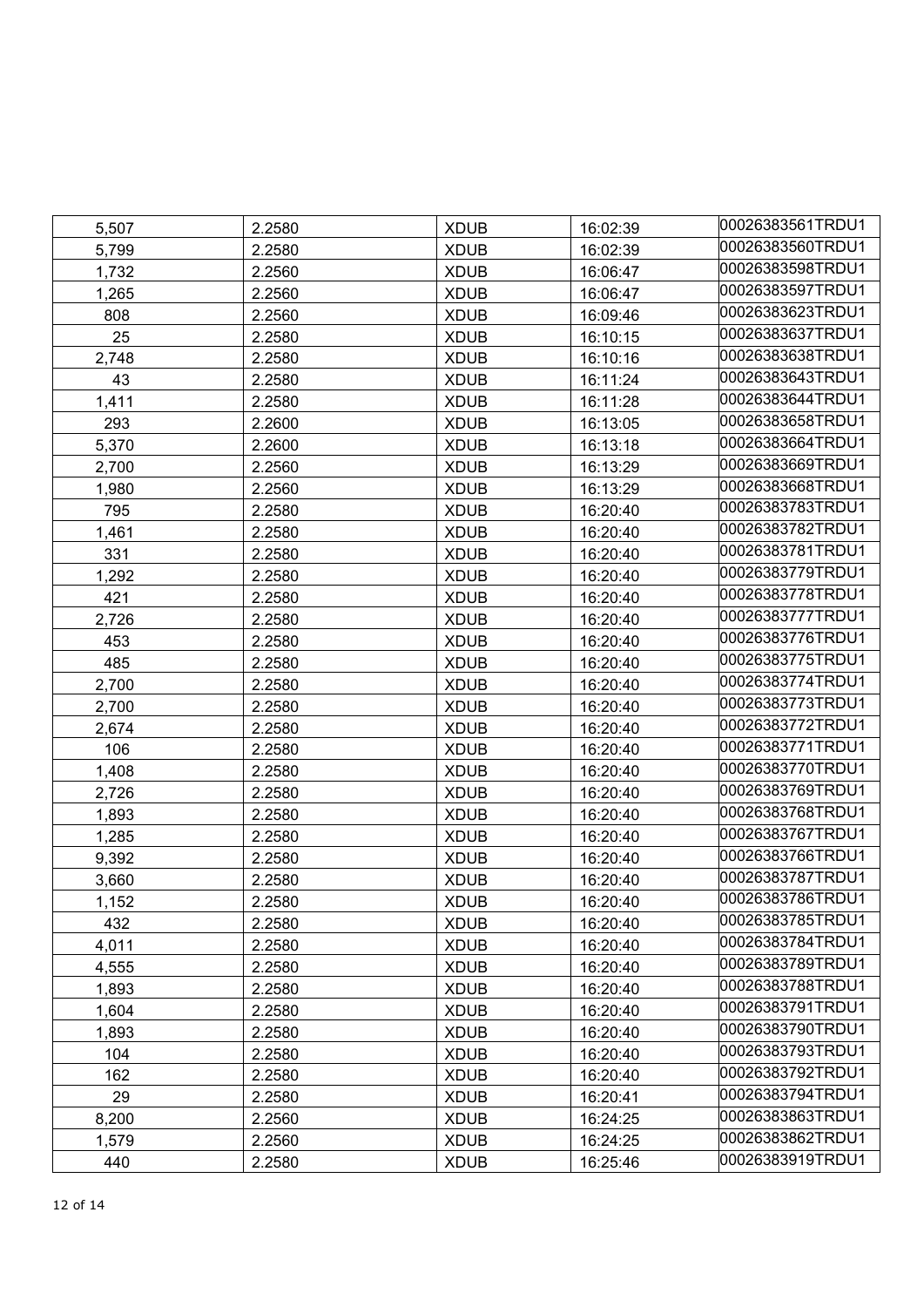| | | | | |
|---|---|---|---|---|
| 5,507 | 2.2580 | XDUB | 16:02:39 | 00026383561TRDU1 |
| 5,799 | 2.2580 | XDUB | 16:02:39 | 00026383560TRDU1 |
| 1,732 | 2.2560 | XDUB | 16:06:47 | 00026383598TRDU1 |
| 1,265 | 2.2560 | XDUB | 16:06:47 | 00026383597TRDU1 |
| 808 | 2.2560 | XDUB | 16:09:46 | 00026383623TRDU1 |
| 25 | 2.2580 | XDUB | 16:10:15 | 00026383637TRDU1 |
| 2,748 | 2.2580 | XDUB | 16:10:16 | 00026383638TRDU1 |
| 43 | 2.2580 | XDUB | 16:11:24 | 00026383643TRDU1 |
| 1,411 | 2.2580 | XDUB | 16:11:28 | 00026383644TRDU1 |
| 293 | 2.2600 | XDUB | 16:13:05 | 00026383658TRDU1 |
| 5,370 | 2.2600 | XDUB | 16:13:18 | 00026383664TRDU1 |
| 2,700 | 2.2560 | XDUB | 16:13:29 | 00026383669TRDU1 |
| 1,980 | 2.2560 | XDUB | 16:13:29 | 00026383668TRDU1 |
| 795 | 2.2580 | XDUB | 16:20:40 | 00026383783TRDU1 |
| 1,461 | 2.2580 | XDUB | 16:20:40 | 00026383782TRDU1 |
| 331 | 2.2580 | XDUB | 16:20:40 | 00026383781TRDU1 |
| 1,292 | 2.2580 | XDUB | 16:20:40 | 00026383779TRDU1 |
| 421 | 2.2580 | XDUB | 16:20:40 | 00026383778TRDU1 |
| 2,726 | 2.2580 | XDUB | 16:20:40 | 00026383777TRDU1 |
| 453 | 2.2580 | XDUB | 16:20:40 | 00026383776TRDU1 |
| 485 | 2.2580 | XDUB | 16:20:40 | 00026383775TRDU1 |
| 2,700 | 2.2580 | XDUB | 16:20:40 | 00026383774TRDU1 |
| 2,700 | 2.2580 | XDUB | 16:20:40 | 00026383773TRDU1 |
| 2,674 | 2.2580 | XDUB | 16:20:40 | 00026383772TRDU1 |
| 106 | 2.2580 | XDUB | 16:20:40 | 00026383771TRDU1 |
| 1,408 | 2.2580 | XDUB | 16:20:40 | 00026383770TRDU1 |
| 2,726 | 2.2580 | XDUB | 16:20:40 | 00026383769TRDU1 |
| 1,893 | 2.2580 | XDUB | 16:20:40 | 00026383768TRDU1 |
| 1,285 | 2.2580 | XDUB | 16:20:40 | 00026383767TRDU1 |
| 9,392 | 2.2580 | XDUB | 16:20:40 | 00026383766TRDU1 |
| 3,660 | 2.2580 | XDUB | 16:20:40 | 00026383787TRDU1 |
| 1,152 | 2.2580 | XDUB | 16:20:40 | 00026383786TRDU1 |
| 432 | 2.2580 | XDUB | 16:20:40 | 00026383785TRDU1 |
| 4,011 | 2.2580 | XDUB | 16:20:40 | 00026383784TRDU1 |
| 4,555 | 2.2580 | XDUB | 16:20:40 | 00026383789TRDU1 |
| 1,893 | 2.2580 | XDUB | 16:20:40 | 00026383788TRDU1 |
| 1,604 | 2.2580 | XDUB | 16:20:40 | 00026383791TRDU1 |
| 1,893 | 2.2580 | XDUB | 16:20:40 | 00026383790TRDU1 |
| 104 | 2.2580 | XDUB | 16:20:40 | 00026383793TRDU1 |
| 162 | 2.2580 | XDUB | 16:20:40 | 00026383792TRDU1 |
| 29 | 2.2580 | XDUB | 16:20:41 | 00026383794TRDU1 |
| 8,200 | 2.2560 | XDUB | 16:24:25 | 00026383863TRDU1 |
| 1,579 | 2.2560 | XDUB | 16:24:25 | 00026383862TRDU1 |
| 440 | 2.2580 | XDUB | 16:25:46 | 00026383919TRDU1 |